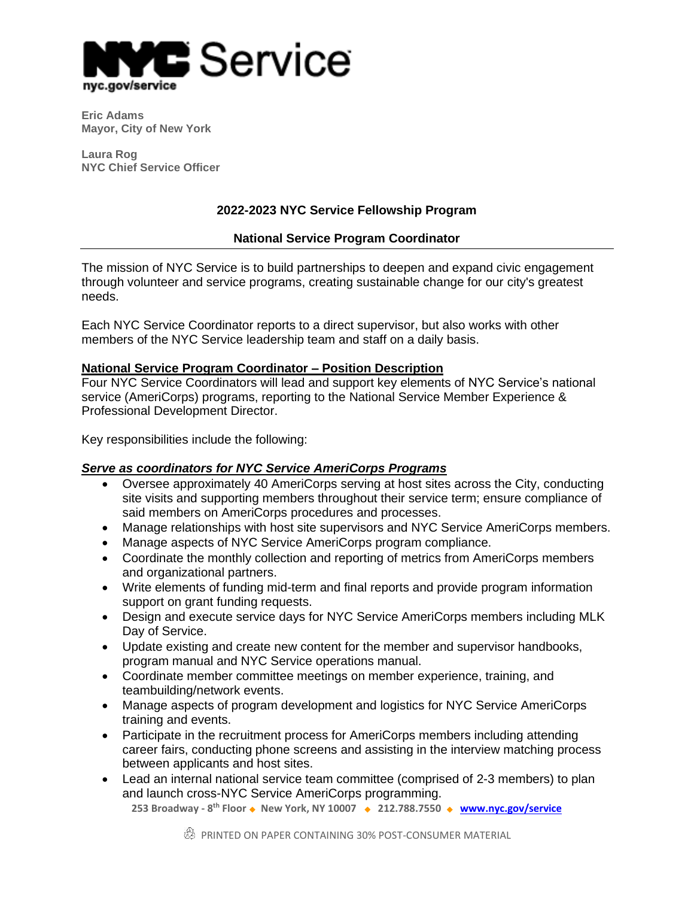# NYC Service

nyc.gov/service

**Eric Adams**
**Mayor, City of New York**

**Laura Rog**
**NYC Chief Service Officer**

## 2022-2023 NYC Service Fellowship Program

### National Service Program Coordinator

The mission of NYC Service is to build partnerships to deepen and expand civic engagement through volunteer and service programs, creating sustainable change for our city's greatest needs.

Each NYC Service Coordinator reports to a direct supervisor, but also works with other members of the NYC Service leadership team and staff on a daily basis.

**National Service Program Coordinator – Position Description**

Four NYC Service Coordinators will lead and support key elements of NYC Service's national service (AmeriCorps) programs, reporting to the National Service Member Experience & Professional Development Director.

Key responsibilities include the following:

***Serve as coordinators for NYC Service AmeriCorps Programs***

- Oversee approximately 40 AmeriCorps serving at host sites across the City, conducting site visits and supporting members throughout their service term; ensure compliance of said members on AmeriCorps procedures and processes.
- Manage relationships with host site supervisors and NYC Service AmeriCorps members.
- Manage aspects of NYC Service AmeriCorps program compliance.
- Coordinate the monthly collection and reporting of metrics from AmeriCorps members and organizational partners.
- Write elements of funding mid-term and final reports and provide program information support on grant funding requests.
- Design and execute service days for NYC Service AmeriCorps members including MLK Day of Service.
- Update existing and create new content for the member and supervisor handbooks, program manual and NYC Service operations manual.
- Coordinate member committee meetings on member experience, training, and teambuilding/network events.
- Manage aspects of program development and logistics for NYC Service AmeriCorps training and events.
- Participate in the recruitment process for AmeriCorps members including attending career fairs, conducting phone screens and assisting in the interview matching process between applicants and host sites.
- Lead an internal national service team committee (comprised of 2-3 members) to plan and launch cross-NYC Service AmeriCorps programming.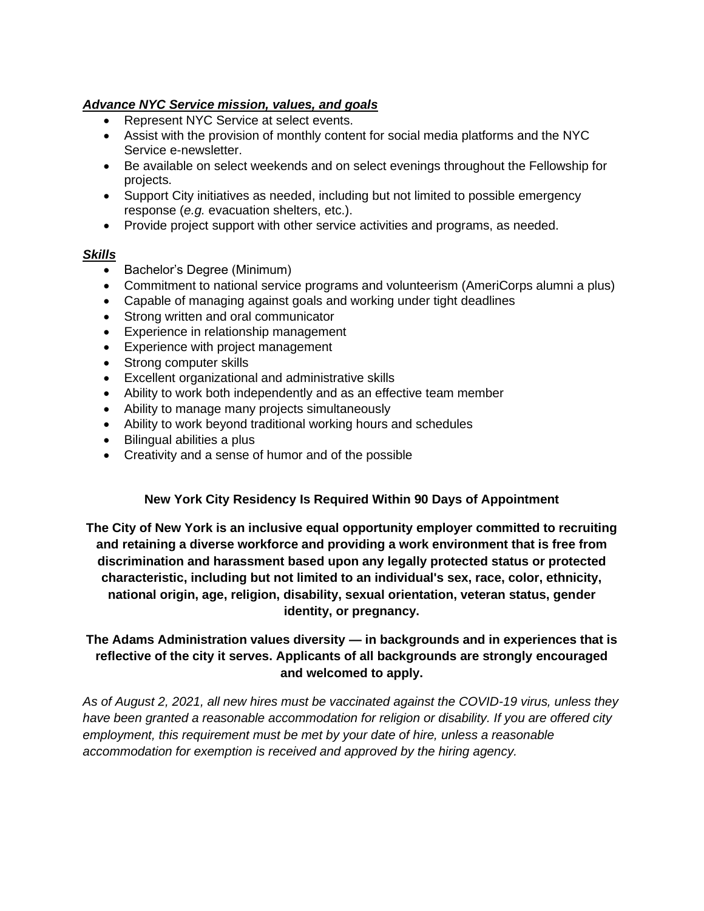***<u>Advance NYC Service mission, values, and goals</u>***

- Represent NYC Service at select events.
- Assist with the provision of monthly content for social media platforms and the NYC Service e-newsletter.
- Be available on select weekends and on select evenings throughout the Fellowship for projects.
- Support City initiatives as needed, including but not limited to possible emergency response (*e.g.* evacuation shelters, etc.).
- Provide project support with other service activities and programs, as needed.

***<u>Skills</u>***

- Bachelor's Degree (Minimum)
- Commitment to national service programs and volunteerism (AmeriCorps alumni a plus)
- Capable of managing against goals and working under tight deadlines
- Strong written and oral communicator
- Experience in relationship management
- Experience with project management
- Strong computer skills
- Excellent organizational and administrative skills
- Ability to work both independently and as an effective team member
- Ability to manage many projects simultaneously
- Ability to work beyond traditional working hours and schedules
- Bilingual abilities a plus
- Creativity and a sense of humor and of the possible

**New York City Residency Is Required Within 90 Days of Appointment**

**The City of New York is an inclusive equal opportunity employer committed to recruiting and retaining a diverse workforce and providing a work environment that is free from discrimination and harassment based upon any legally protected status or protected characteristic, including but not limited to an individual's sex, race, color, ethnicity, national origin, age, religion, disability, sexual orientation, veteran status, gender identity, or pregnancy.**

**The Adams Administration values diversity — in backgrounds and in experiences that is reflective of the city it serves. Applicants of all backgrounds are strongly encouraged and welcomed to apply.**

*As of August 2, 2021, all new hires must be vaccinated against the COVID-19 virus, unless they have been granted a reasonable accommodation for religion or disability. If you are offered city employment, this requirement must be met by your date of hire, unless a reasonable accommodation for exemption is received and approved by the hiring agency.*